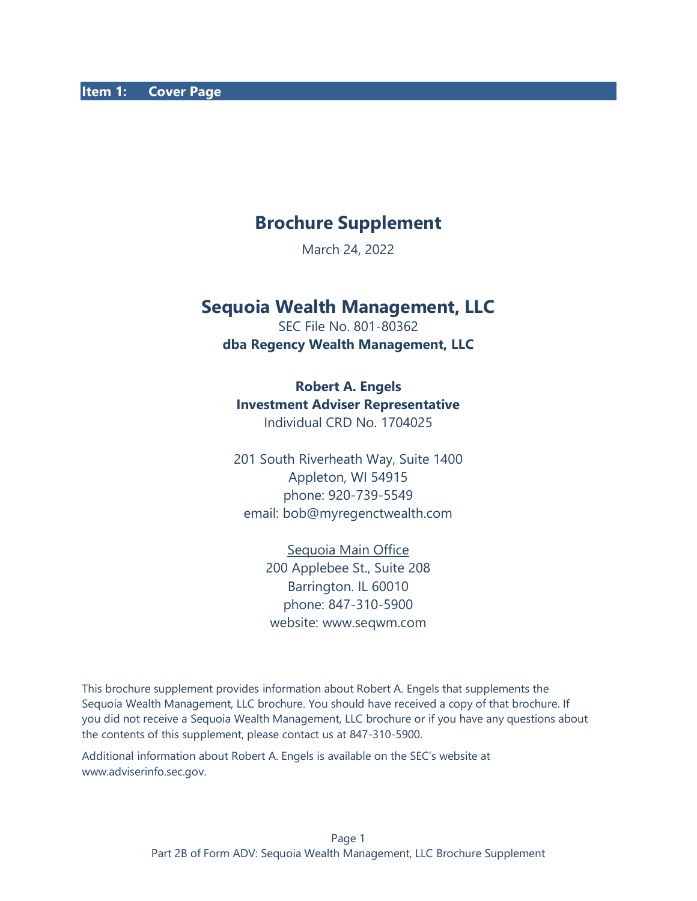## Item 1: Cover Page

# Brochure Supplement

March 24, 2022

# Sequoia Wealth Management, LLC

SEC File No. 801-80362

**dba Regency Wealth Management, LLC**

**Robert A. Engels**

**Investment Adviser Representative**

Individual CRD No. 1704025

201 South Riverheath Way, Suite 1400
Appleton, WI 54915
phone: 920-739-5549
email: bob@myregenctwealth.com

Sequoia Main Office
200 Applebee St., Suite 208
Barrington. IL 60010
phone: 847-310-5900
website: www.seqwm.com

This brochure supplement provides information about Robert A. Engels that supplements the Sequoia Wealth Management, LLC brochure. You should have received a copy of that brochure. If you did not receive a Sequoia Wealth Management, LLC brochure or if you have any questions about the contents of this supplement, please contact us at 847-310-5900.

Additional information about Robert A. Engels is available on the SEC's website at www.adviserinfo.sec.gov.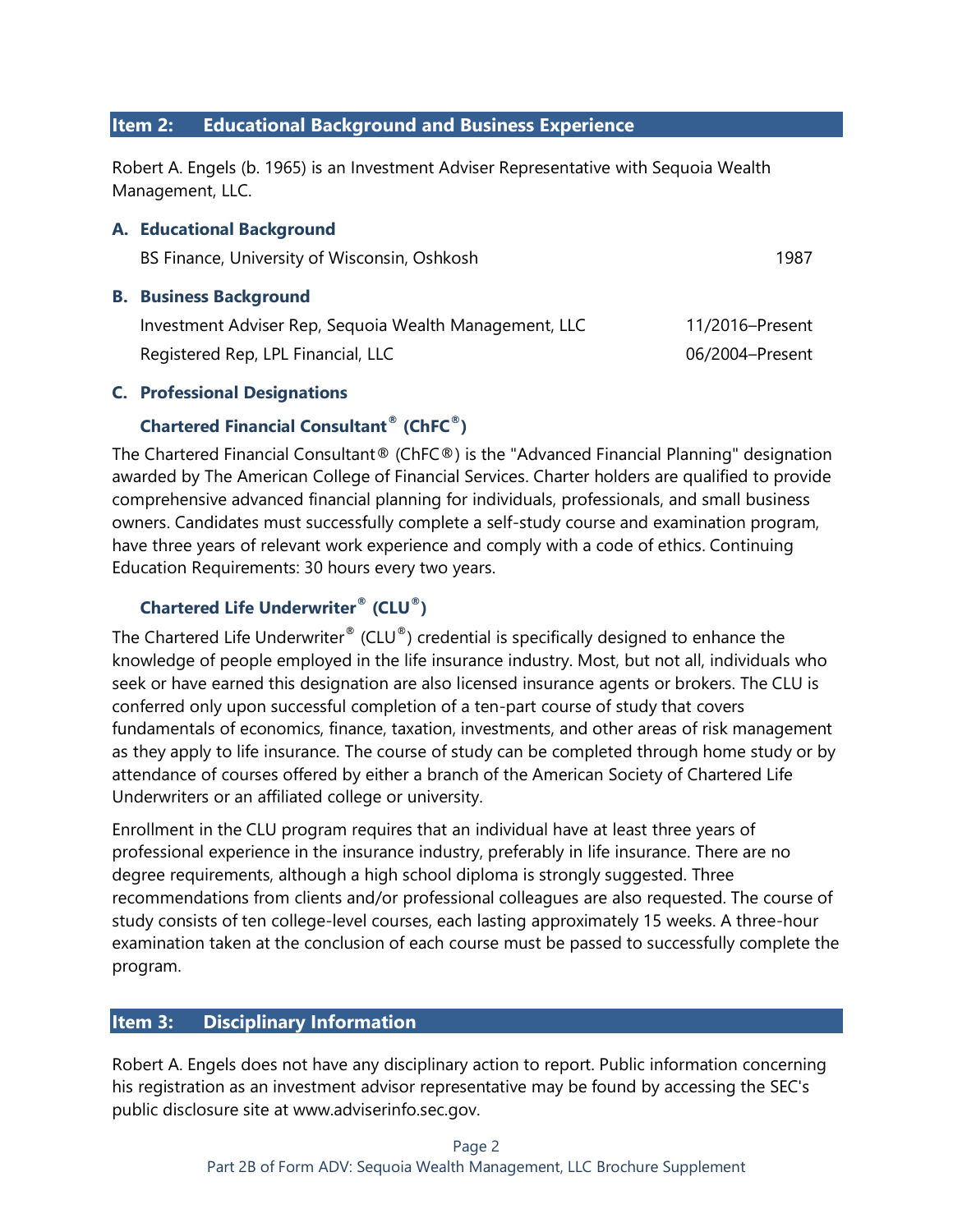## Item 2: Educational Background and Business Experience

Robert A. Engels (b. 1965) is an Investment Adviser Representative with Sequoia Wealth Management, LLC.

### A. Educational Background

| | |
|---|---|
| BS Finance, University of Wisconsin, Oshkosh | 1987 |

### B. Business Background

| | |
|---|---|
| Investment Adviser Rep, Sequoia Wealth Management, LLC | 11/2016–Present |
| Registered Rep, LPL Financial, LLC | 06/2004–Present |

### C. Professional Designations

#### Chartered Financial Consultant® (ChFC®)

The Chartered Financial Consultant® (ChFC®) is the "Advanced Financial Planning" designation awarded by The American College of Financial Services. Charter holders are qualified to provide comprehensive advanced financial planning for individuals, professionals, and small business owners. Candidates must successfully complete a self-study course and examination program, have three years of relevant work experience and comply with a code of ethics. Continuing Education Requirements: 30 hours every two years.

#### Chartered Life Underwriter® (CLU®)

The Chartered Life Underwriter® (CLU®) credential is specifically designed to enhance the knowledge of people employed in the life insurance industry. Most, but not all, individuals who seek or have earned this designation are also licensed insurance agents or brokers. The CLU is conferred only upon successful completion of a ten-part course of study that covers fundamentals of economics, finance, taxation, investments, and other areas of risk management as they apply to life insurance. The course of study can be completed through home study or by attendance of courses offered by either a branch of the American Society of Chartered Life Underwriters or an affiliated college or university.

Enrollment in the CLU program requires that an individual have at least three years of professional experience in the insurance industry, preferably in life insurance. There are no degree requirements, although a high school diploma is strongly suggested. Three recommendations from clients and/or professional colleagues are also requested. The course of study consists of ten college-level courses, each lasting approximately 15 weeks. A three-hour examination taken at the conclusion of each course must be passed to successfully complete the program.

## Item 3: Disciplinary Information

Robert A. Engels does not have any disciplinary action to report. Public information concerning his registration as an investment advisor representative may be found by accessing the SEC's public disclosure site at www.adviserinfo.sec.gov.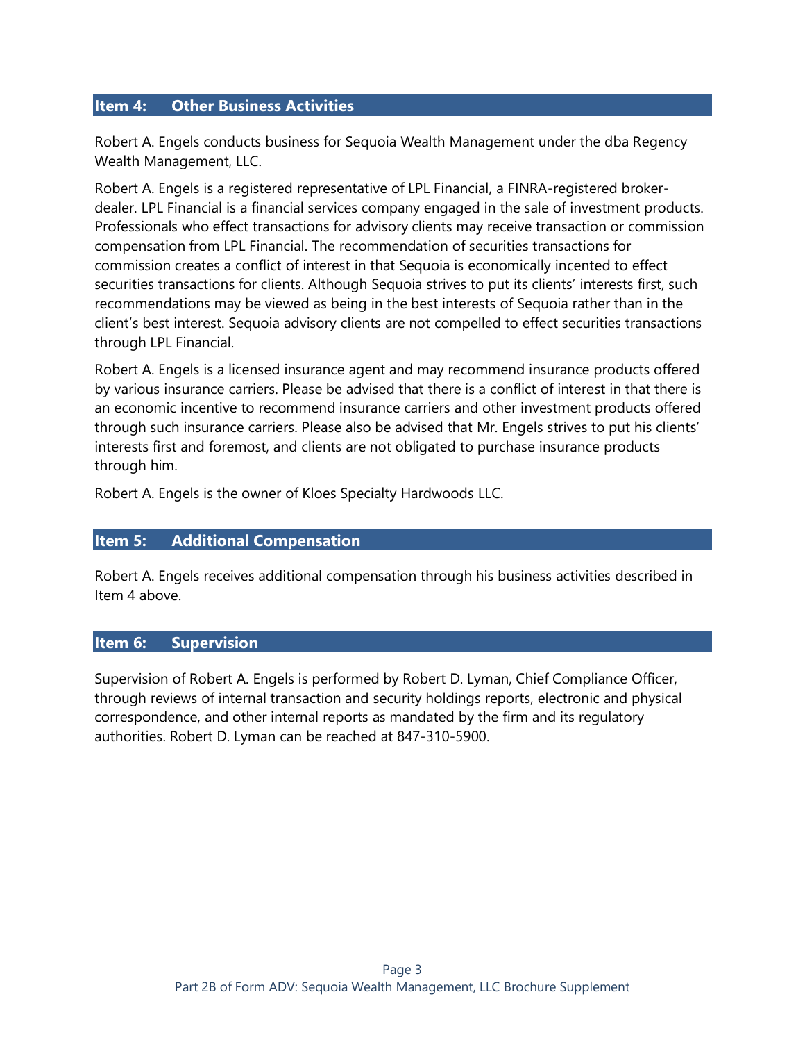## Item 4: Other Business Activities

Robert A. Engels conducts business for Sequoia Wealth Management under the dba Regency Wealth Management, LLC.

Robert A. Engels is a registered representative of LPL Financial, a FINRA-registered broker-dealer. LPL Financial is a financial services company engaged in the sale of investment products. Professionals who effect transactions for advisory clients may receive transaction or commission compensation from LPL Financial. The recommendation of securities transactions for commission creates a conflict of interest in that Sequoia is economically incented to effect securities transactions for clients. Although Sequoia strives to put its clients' interests first, such recommendations may be viewed as being in the best interests of Sequoia rather than in the client's best interest. Sequoia advisory clients are not compelled to effect securities transactions through LPL Financial.

Robert A. Engels is a licensed insurance agent and may recommend insurance products offered by various insurance carriers. Please be advised that there is a conflict of interest in that there is an economic incentive to recommend insurance carriers and other investment products offered through such insurance carriers. Please also be advised that Mr. Engels strives to put his clients' interests first and foremost, and clients are not obligated to purchase insurance products through him.

Robert A. Engels is the owner of Kloes Specialty Hardwoods LLC.

## Item 5: Additional Compensation

Robert A. Engels receives additional compensation through his business activities described in Item 4 above.

## Item 6: Supervision

Supervision of Robert A. Engels is performed by Robert D. Lyman, Chief Compliance Officer, through reviews of internal transaction and security holdings reports, electronic and physical correspondence, and other internal reports as mandated by the firm and its regulatory authorities. Robert D. Lyman can be reached at 847-310-5900.